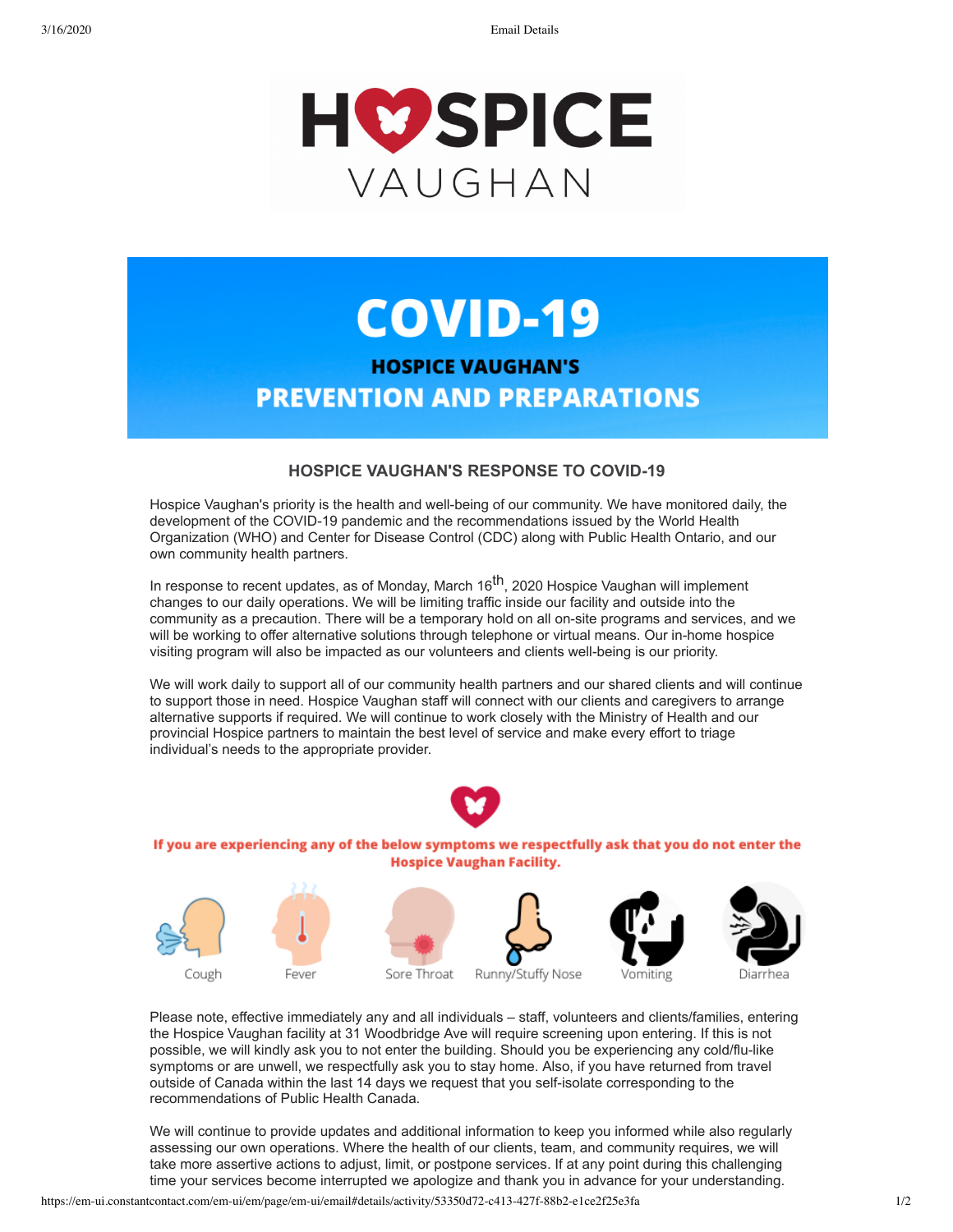# HOSPICE VAUGHAN

# COVID-19

## HOSPICE VAUGHAN'S PREVENTION AND PREPARATIONS

### HOSPICE VAUGHAN'S RESPONSE TO COVID-19

Hospice Vaughan's priority is the health and well-being of our community. We have monitored daily, the development of the COVID-19 pandemic and the recommendations issued by the World Health Organization (WHO) and Center for Disease Control (CDC) along with Public Health Ontario, and our own community health partners.

In response to recent updates, as of Monday, March 16th, 2020 Hospice Vaughan will implement changes to our daily operations. We will be limiting traffic inside our facility and outside into the community as a precaution. There will be a temporary hold on all on-site programs and services, and we will be working to offer alternative solutions through telephone or virtual means. Our in-home hospice visiting program will also be impacted as our volunteers and clients well-being is our priority.

We will work daily to support all of our community health partners and our shared clients and will continue to support those in need. Hospice Vaughan staff will connect with our clients and caregivers to arrange alternative supports if required. We will continue to work closely with the Ministry of Health and our provincial Hospice partners to maintain the best level of service and make every effort to triage individual's needs to the appropriate provider.

**If you are experiencing any of the below symptoms we respectfully ask that you do not enter the Hospice Vaughan Facility.**

Cough | Fever | Sore Throat | Runny/Stuffy Nose | Vomiting | Diarrhea

Please note, effective immediately any and all individuals – staff, volunteers and clients/families, entering the Hospice Vaughan facility at 31 Woodbridge Ave will require screening upon entering. If this is not possible, we will kindly ask you to not enter the building. Should you be experiencing any cold/flu-like symptoms or are unwell, we respectfully ask you to stay home. Also, if you have returned from travel outside of Canada within the last 14 days we request that you self-isolate corresponding to the recommendations of Public Health Canada.

We will continue to provide updates and additional information to keep you informed while also regularly assessing our own operations. Where the health of our clients, team, and community requires, we will take more assertive actions to adjust, limit, or postpone services. If at any point during this challenging time your services become interrupted we apologize and thank you in advance for your understanding.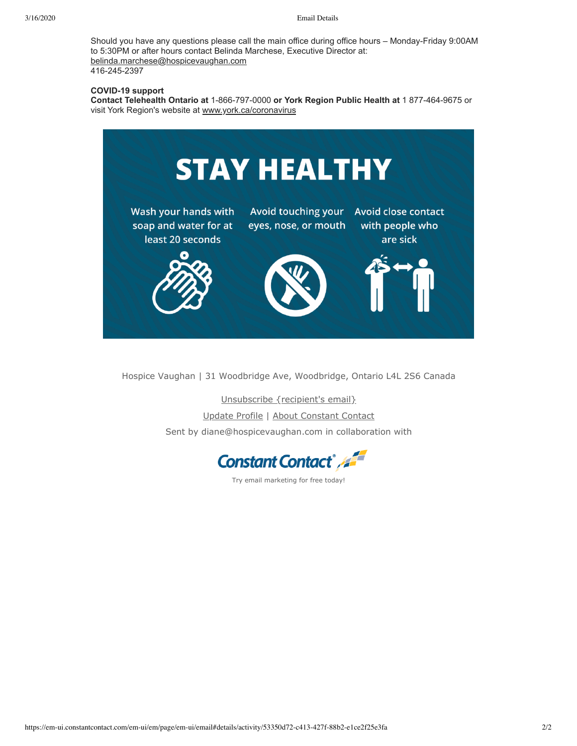Should you have any questions please call the main office during office hours – Monday-Friday 9:00AM to 5:30PM or after hours contact Belinda Marchese, Executive Director at:
belinda.marchese@hospicevaughan.com
416-245-2397

**COVID-19 support**
**Contact Telehealth Ontario at** 1-866-797-0000 **or York Region Public Health at** 1 877-464-9675 or visit York Region's website at www.york.ca/coronavirus

# STAY HEALTHY

Wash your hands with soap and water for at least 20 seconds

Avoid touching your eyes, nose, or mouth

Avoid close contact with people who are sick

Hospice Vaughan | 31 Woodbridge Ave, Woodbridge, Ontario L4L 2S6 Canada

Unsubscribe {recipient's email}

Update Profile | About Constant Contact

Sent by diane@hospicevaughan.com in collaboration with

Constant Contact

Try email marketing for free today!